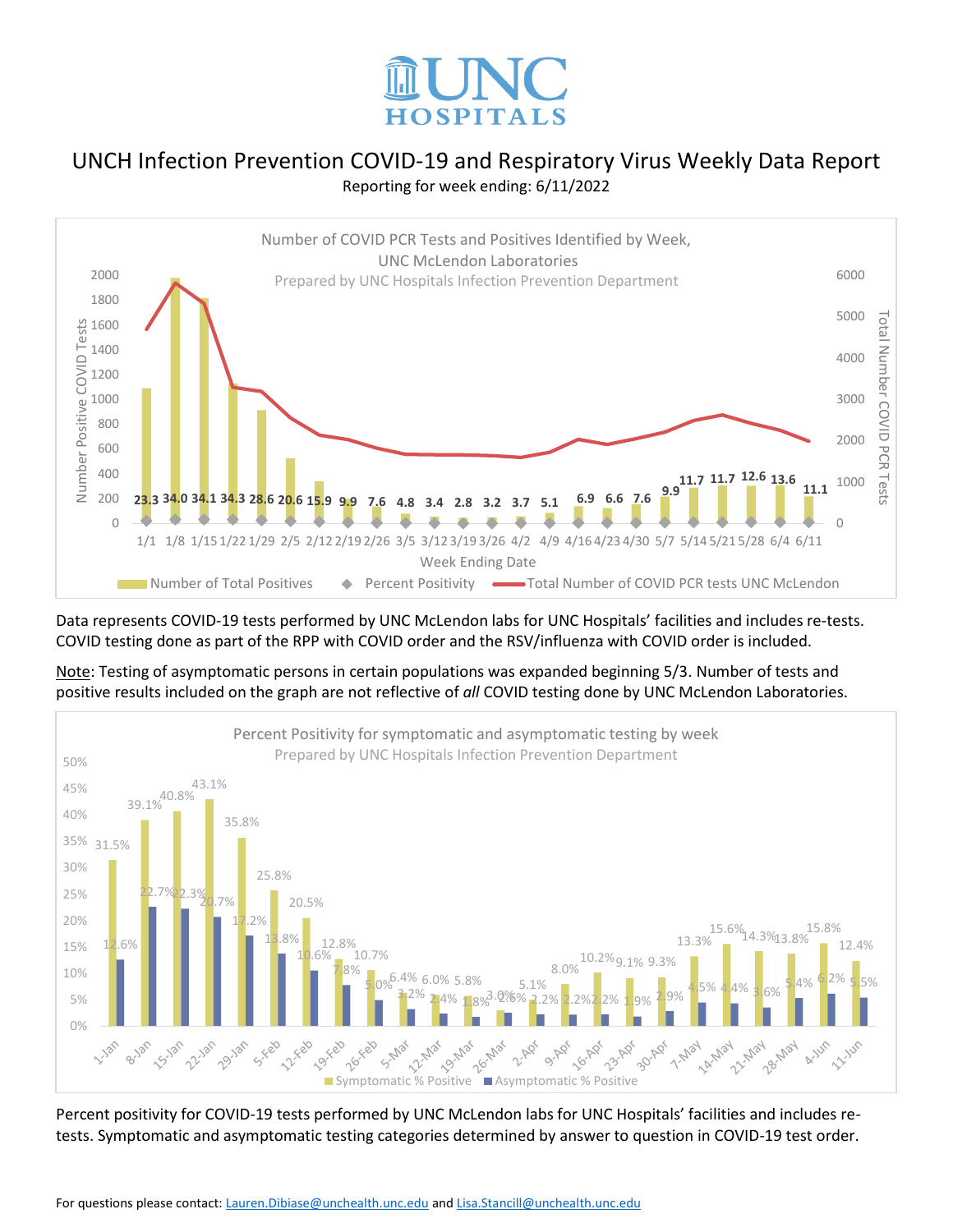# UNCH Infection Prevention COVID-19 and Respiratory Virus Weekly Data Report

Reporting for week ending: 6/11/2022

Data represents COVID-19 tests performed by UNC McLendon labs for UNC Hospitals' facilities and includes re-tests. COVID testing done as part of the RPP with COVID order and the RSV/influenza with COVID order is included.

Note: Testing of asymptomatic persons in certain populations was expanded beginning 5/3. Number of tests and positive results included on the graph are not reflective of *all* COVID testing done by UNC McLendon Laboratories.

Percent positivity for COVID-19 tests performed by UNC McLendon labs for UNC Hospitals' facilities and includes re-tests. Symptomatic and asymptomatic testing categories determined by answer to question in COVID-19 test order.

For questions please contact: Lauren.Dibiase@unchealth.unc.edu and Lisa.Stancill@unchealth.unc.edu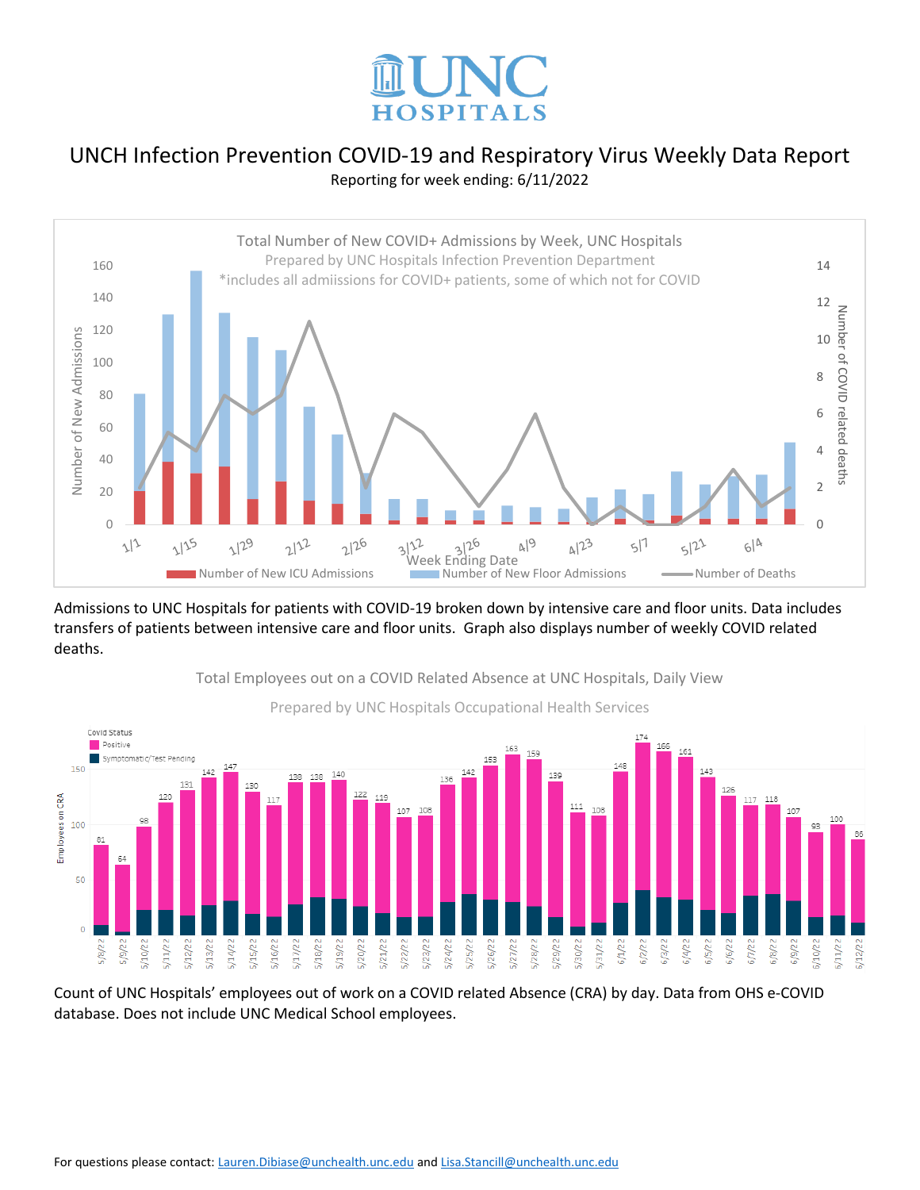# UNCH Infection Prevention COVID-19 and Respiratory Virus Weekly Data Report

Reporting for week ending: 6/11/2022

Admissions to UNC Hospitals for patients with COVID-19 broken down by intensive care and floor units. Data includes transfers of patients between intensive care and floor units. Graph also displays number of weekly COVID related deaths.

Count of UNC Hospitals' employees out of work on a COVID related Absence (CRA) by day. Data from OHS e-COVID database. Does not include UNC Medical School employees.

For questions please contact: Lauren.Dibiase@unchealth.unc.edu and Lisa.Stancill@unchealth.unc.edu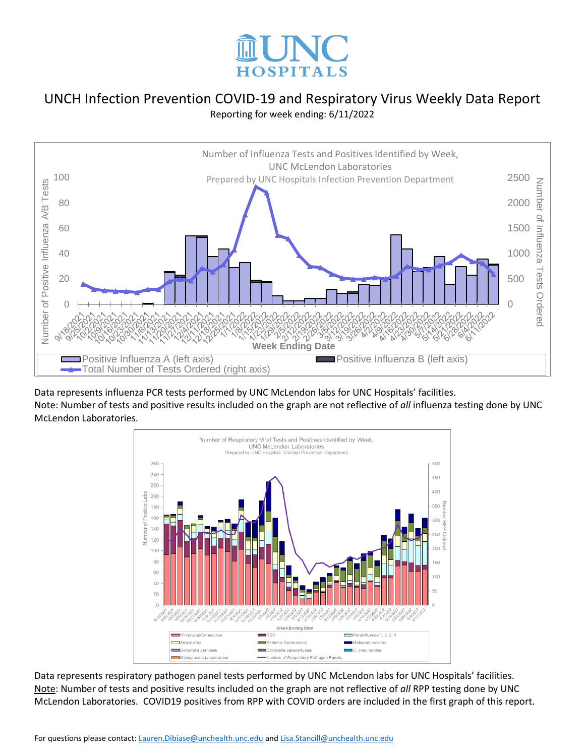UNC HOSPITALS

# UNCH Infection Prevention COVID-19 and Respiratory Virus Weekly Data Report

Reporting for week ending: 6/11/2022

Number of Influenza Tests and Positives Identified by Week, UNC McLendon Laboratories

Prepared by UNC Hospitals Infection Prevention Department

Data represents influenza PCR tests performed by UNC McLendon labs for UNC Hospitals' facilities.

Note: Number of tests and positive results included on the graph are not reflective of *all* influenza testing done by UNC McLendon Laboratories.

Number of Respiratory Viral Tests and Positives Identified by Week, UNC McLendon Laboratories

Prepared by UNC Hospitals Infection Prevention Department

Data represents respiratory pathogen panel tests performed by UNC McLendon labs for UNC Hospitals' facilities.

Note: Number of tests and positive results included on the graph are not reflective of *all* RPP testing done by UNC McLendon Laboratories. COVID19 positives from RPP with COVID orders are included in the first graph of this report.

For questions please contact: Lauren.Dibiase@unchealth.unc.edu and Lisa.Stancill@unchealth.unc.edu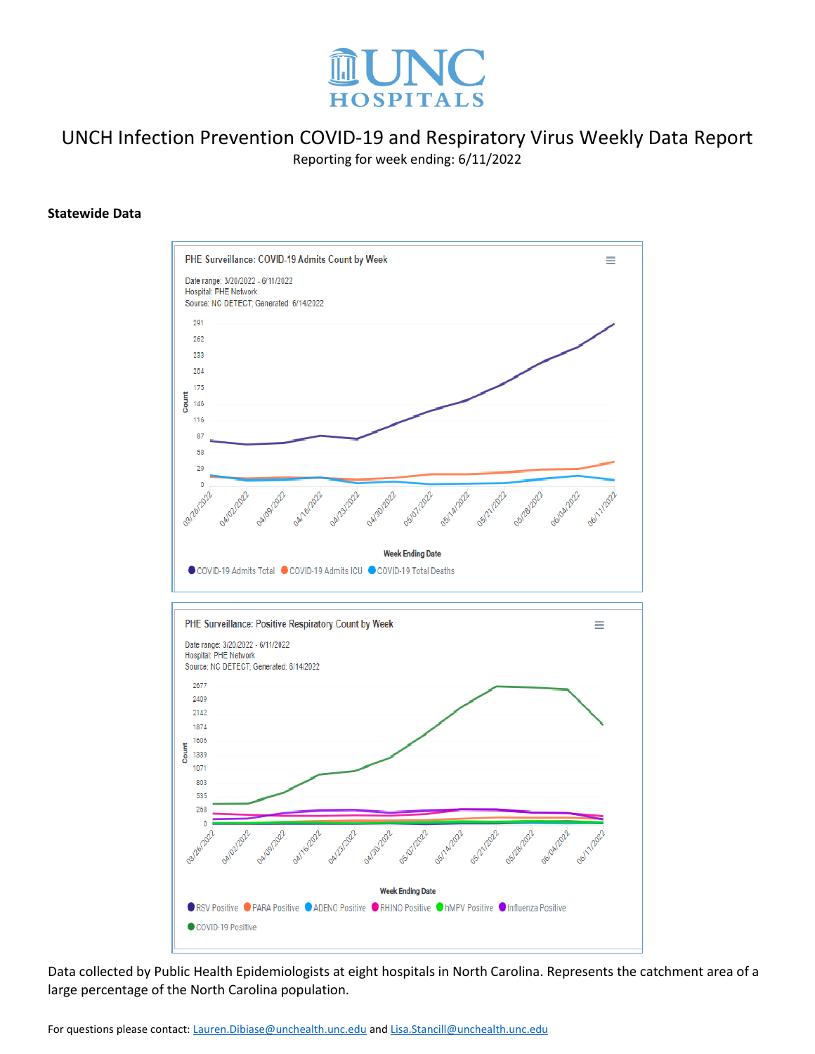UNC HOSPITALS

# UNCH Infection Prevention COVID-19 and Respiratory Virus Weekly Data Report

Reporting for week ending: 6/11/2022

**Statewide Data**

PHE Surveillance: COVID-19 Admits Count by Week

Date range: 3/20/2022 - 6/11/2022
Hospital: PHE Network
Source: NC DETECT; Generated: 6/14/2022

291
262
233
204
175
146
116
87
58
29
0

Count

03/26/2022
04/02/2022
04/09/2022
04/16/2022
04/23/2022
04/30/2022
05/07/2022
05/14/2022
05/21/2022
05/28/2022
06/04/2022
06/11/2022

Week Ending Date

COVID-19 Admits Total
COVID-19 Admits ICU
COVID-19 Total Deaths

PHE Surveillance: Positive Respiratory Count by Week

Date range: 3/20/2022 - 6/11/2022
Hospital: PHE Network
Source: NC DETECT; Generated: 6/14/2022

2677
2409
2142
1874
1606
1339
1071
803
535
268
0

Count

03/26/2022
04/02/2022
04/09/2022
04/16/2022
04/23/2022
04/30/2022
05/07/2022
05/14/2022
05/21/2022
05/28/2022
06/04/2022
06/11/2022

Week Ending Date

RSV Positive
PARA Positive
ADENO Positive
RHINO Positive
hMPV Positive
Influenza Positive
COVID-19 Positive

Data collected by Public Health Epidemiologists at eight hospitals in North Carolina. Represents the catchment area of a large percentage of the North Carolina population.

For questions please contact: Lauren.Dibiase@unchealth.unc.edu and Lisa.Stancill@unchealth.unc.edu